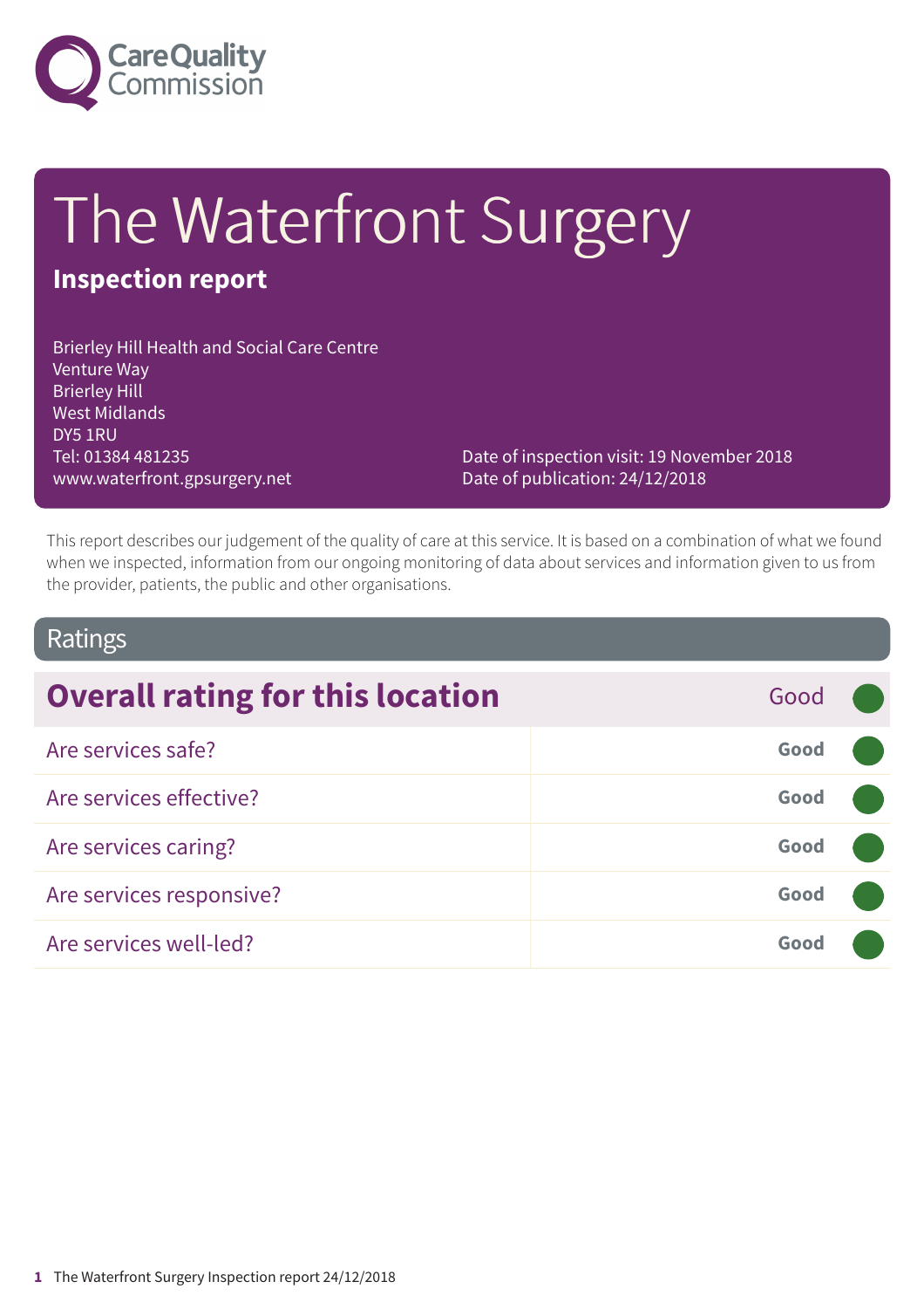Care Quality Commission

# The Waterfront Surgery

## Inspection report

Brierley Hill Health and Social Care Centre
Venture Way
Brierley Hill
West Midlands
DY5 1RU
Tel: 01384 481235
www.waterfront.gpsurgery.net

Date of inspection visit: 19 November 2018
Date of publication: 24/12/2018

This report describes our judgement of the quality of care at this service. It is based on a combination of what we found when we inspected, information from our ongoing monitoring of data about services and information given to us from the provider, patients, the public and other organisations.

## Ratings

| Overall rating for this location | Good |
|---|---|
| Are services safe? | Good |
| Are services effective? | Good |
| Are services caring? | Good |
| Are services responsive? | Good |
| Are services well-led? | Good |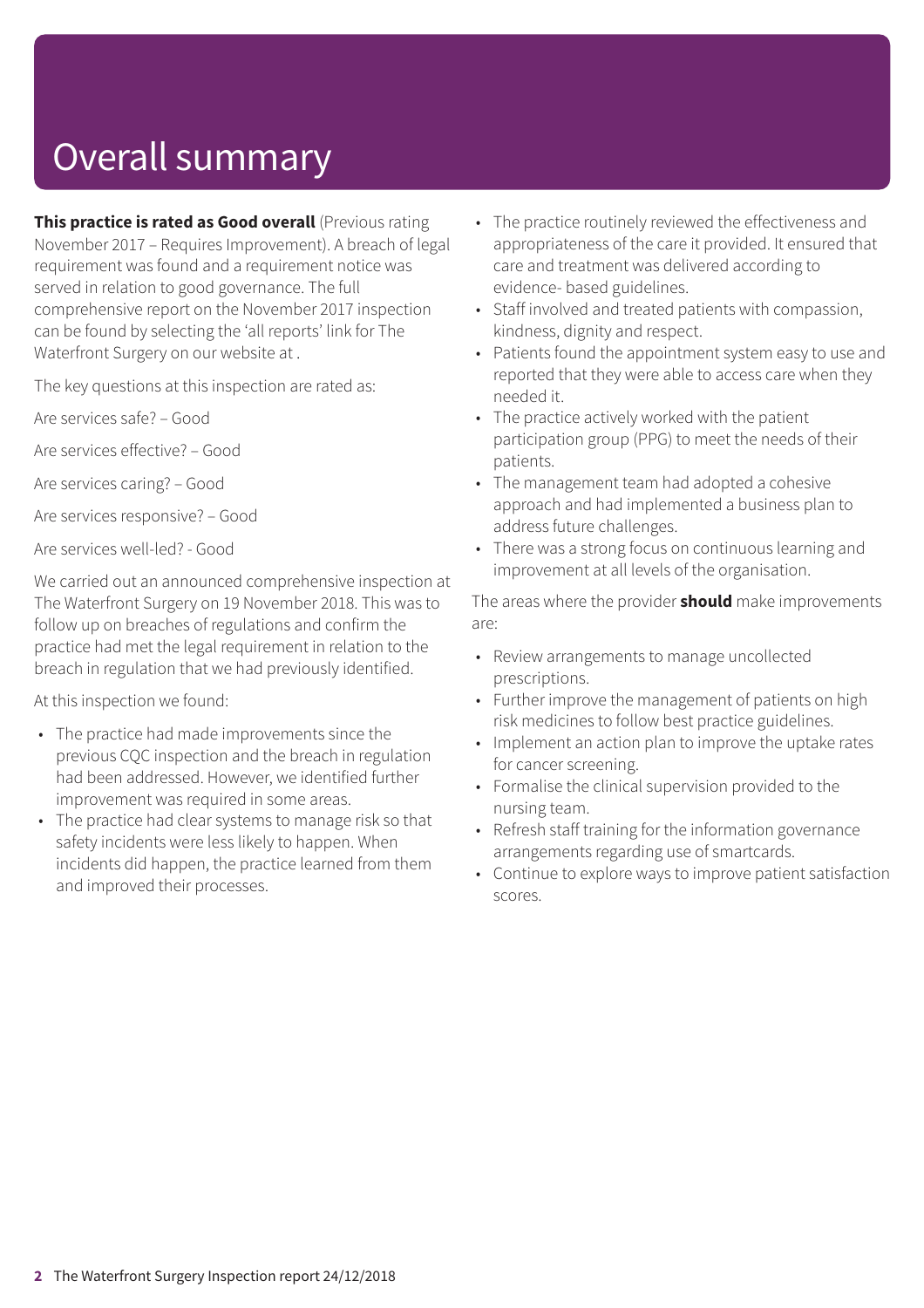# Overall summary

**This practice is rated as Good overall** (Previous rating November 2017 – Requires Improvement). A breach of legal requirement was found and a requirement notice was served in relation to good governance. The full comprehensive report on the November 2017 inspection can be found by selecting the 'all reports' link for The Waterfront Surgery on our website at .

The key questions at this inspection are rated as:

Are services safe? – Good

Are services effective? – Good

Are services caring? – Good

Are services responsive? – Good

Are services well-led? - Good

We carried out an announced comprehensive inspection at The Waterfront Surgery on 19 November 2018. This was to follow up on breaches of regulations and confirm the practice had met the legal requirement in relation to the breach in regulation that we had previously identified.

At this inspection we found:

- The practice had made improvements since the previous CQC inspection and the breach in regulation had been addressed. However, we identified further improvement was required in some areas.
- The practice had clear systems to manage risk so that safety incidents were less likely to happen. When incidents did happen, the practice learned from them and improved their processes.
- The practice routinely reviewed the effectiveness and appropriateness of the care it provided. It ensured that care and treatment was delivered according to evidence- based guidelines.
- Staff involved and treated patients with compassion, kindness, dignity and respect.
- Patients found the appointment system easy to use and reported that they were able to access care when they needed it.
- The practice actively worked with the patient participation group (PPG) to meet the needs of their patients.
- The management team had adopted a cohesive approach and had implemented a business plan to address future challenges.
- There was a strong focus on continuous learning and improvement at all levels of the organisation.

The areas where the provider **should** make improvements are:

- Review arrangements to manage uncollected prescriptions.
- Further improve the management of patients on high risk medicines to follow best practice guidelines.
- Implement an action plan to improve the uptake rates for cancer screening.
- Formalise the clinical supervision provided to the nursing team.
- Refresh staff training for the information governance arrangements regarding use of smartcards.
- Continue to explore ways to improve patient satisfaction scores.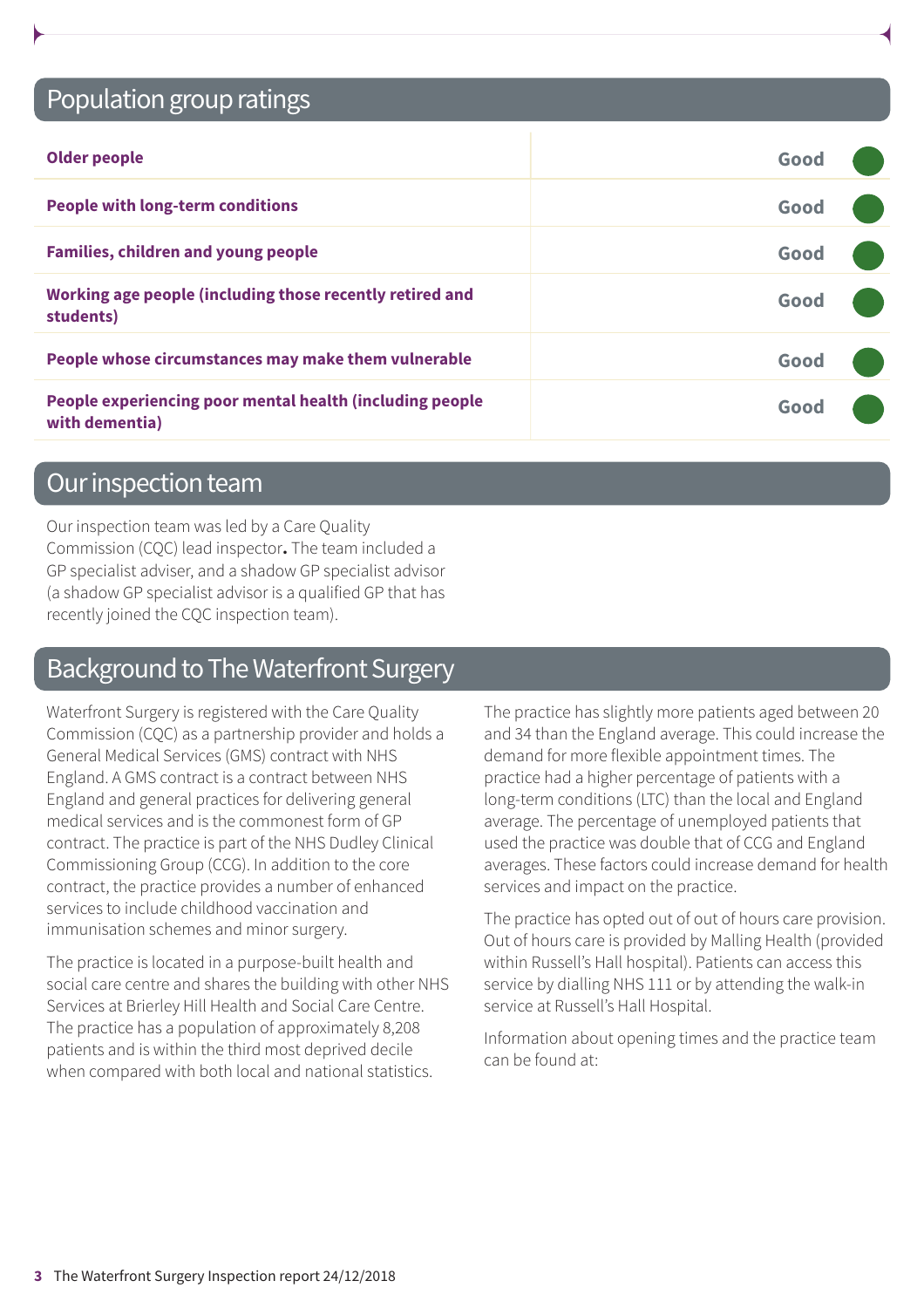## Population group ratings

| Population group | Rating |
| --- | --- |
| **Older people** | Good |
| **People with long-term conditions** | Good |
| **Families, children and young people** | Good |
| **Working age people (including those recently retired and students)** | Good |
| **People whose circumstances may make them vulnerable** | Good |
| **People experiencing poor mental health (including people with dementia)** | Good |

## Our inspection team

Our inspection team was led by a Care Quality Commission (CQC) lead inspector**.** The team included a GP specialist adviser, and a shadow GP specialist advisor (a shadow GP specialist advisor is a qualified GP that has recently joined the CQC inspection team).

## Background to The Waterfront Surgery

Waterfront Surgery is registered with the Care Quality Commission (CQC) as a partnership provider and holds a General Medical Services (GMS) contract with NHS England. A GMS contract is a contract between NHS England and general practices for delivering general medical services and is the commonest form of GP contract. The practice is part of the NHS Dudley Clinical Commissioning Group (CCG). In addition to the core contract, the practice provides a number of enhanced services to include childhood vaccination and immunisation schemes and minor surgery.

The practice is located in a purpose-built health and social care centre and shares the building with other NHS Services at Brierley Hill Health and Social Care Centre. The practice has a population of approximately 8,208 patients and is within the third most deprived decile when compared with both local and national statistics.

The practice has slightly more patients aged between 20 and 34 than the England average. This could increase the demand for more flexible appointment times. The practice had a higher percentage of patients with a long-term conditions (LTC) than the local and England average. The percentage of unemployed patients that used the practice was double that of CCG and England averages. These factors could increase demand for health services and impact on the practice.

The practice has opted out of out of hours care provision. Out of hours care is provided by Malling Health (provided within Russell's Hall hospital). Patients can access this service by dialling NHS 111 or by attending the walk-in service at Russell's Hall Hospital.

Information about opening times and the practice team can be found at: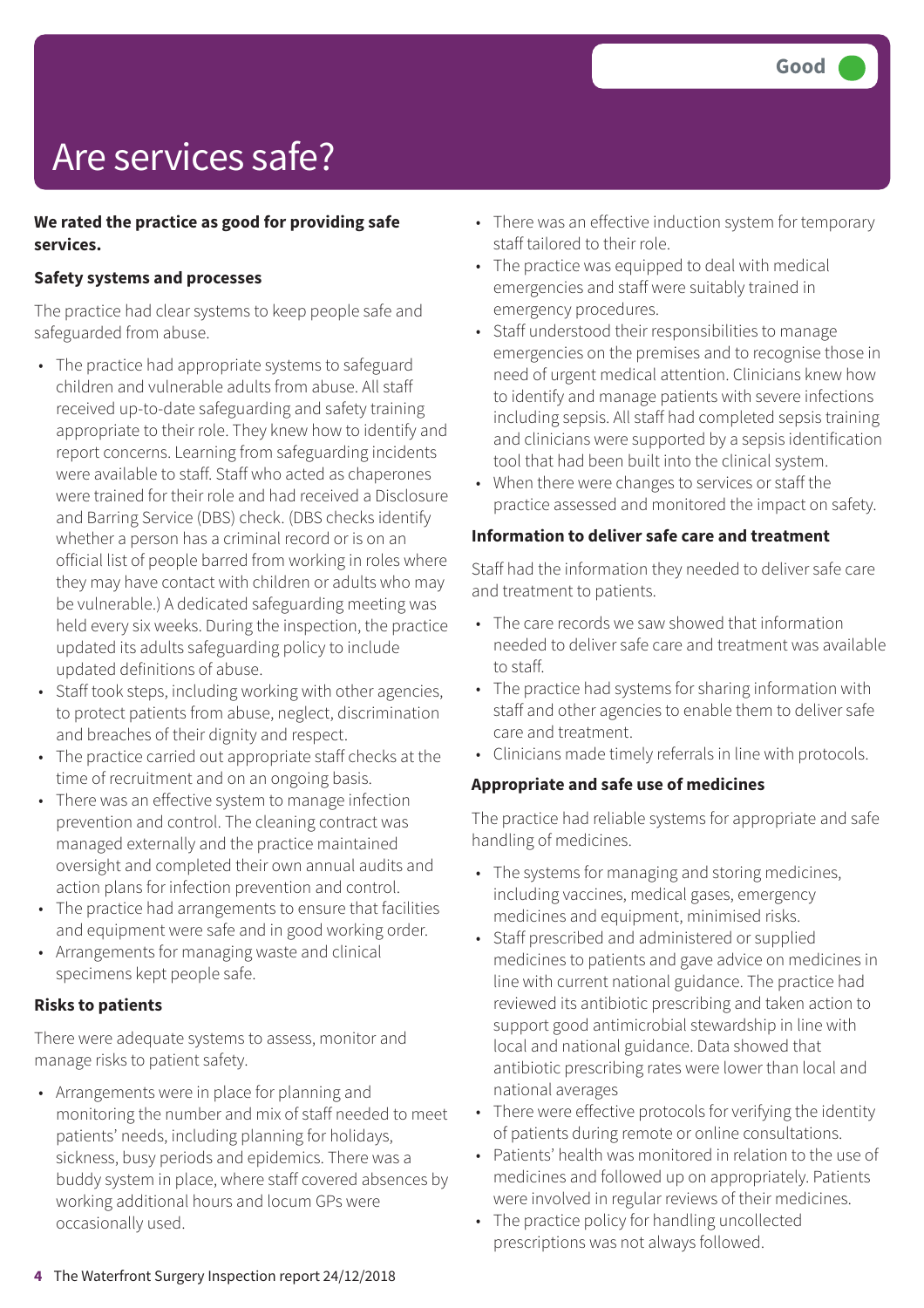Good

# Are services safe?

**We rated the practice as good for providing safe services.**

### Safety systems and processes

The practice had clear systems to keep people safe and safeguarded from abuse.

- The practice had appropriate systems to safeguard children and vulnerable adults from abuse. All staff received up-to-date safeguarding and safety training appropriate to their role. They knew how to identify and report concerns. Learning from safeguarding incidents were available to staff. Staff who acted as chaperones were trained for their role and had received a Disclosure and Barring Service (DBS) check. (DBS checks identify whether a person has a criminal record or is on an official list of people barred from working in roles where they may have contact with children or adults who may be vulnerable.) A dedicated safeguarding meeting was held every six weeks. During the inspection, the practice updated its adults safeguarding policy to include updated definitions of abuse.
- Staff took steps, including working with other agencies, to protect patients from abuse, neglect, discrimination and breaches of their dignity and respect.
- The practice carried out appropriate staff checks at the time of recruitment and on an ongoing basis.
- There was an effective system to manage infection prevention and control. The cleaning contract was managed externally and the practice maintained oversight and completed their own annual audits and action plans for infection prevention and control.
- The practice had arrangements to ensure that facilities and equipment were safe and in good working order.
- Arrangements for managing waste and clinical specimens kept people safe.

### Risks to patients

There were adequate systems to assess, monitor and manage risks to patient safety.

- Arrangements were in place for planning and monitoring the number and mix of staff needed to meet patients' needs, including planning for holidays, sickness, busy periods and epidemics. There was a buddy system in place, where staff covered absences by working additional hours and locum GPs were occasionally used.
- There was an effective induction system for temporary staff tailored to their role.
- The practice was equipped to deal with medical emergencies and staff were suitably trained in emergency procedures.
- Staff understood their responsibilities to manage emergencies on the premises and to recognise those in need of urgent medical attention. Clinicians knew how to identify and manage patients with severe infections including sepsis. All staff had completed sepsis training and clinicians were supported by a sepsis identification tool that had been built into the clinical system.
- When there were changes to services or staff the practice assessed and monitored the impact on safety.

### Information to deliver safe care and treatment

Staff had the information they needed to deliver safe care and treatment to patients.

- The care records we saw showed that information needed to deliver safe care and treatment was available to staff.
- The practice had systems for sharing information with staff and other agencies to enable them to deliver safe care and treatment.
- Clinicians made timely referrals in line with protocols.

### Appropriate and safe use of medicines

The practice had reliable systems for appropriate and safe handling of medicines.

- The systems for managing and storing medicines, including vaccines, medical gases, emergency medicines and equipment, minimised risks.
- Staff prescribed and administered or supplied medicines to patients and gave advice on medicines in line with current national guidance. The practice had reviewed its antibiotic prescribing and taken action to support good antimicrobial stewardship in line with local and national guidance. Data showed that antibiotic prescribing rates were lower than local and national averages
- There were effective protocols for verifying the identity of patients during remote or online consultations.
- Patients' health was monitored in relation to the use of medicines and followed up on appropriately. Patients were involved in regular reviews of their medicines.
- The practice policy for handling uncollected prescriptions was not always followed.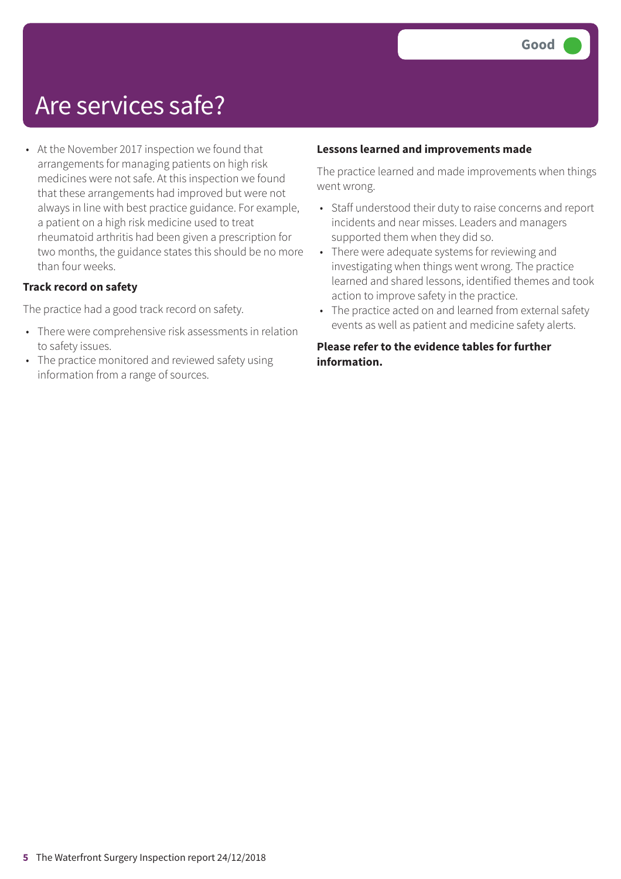# Are services safe?

Good

- At the November 2017 inspection we found that arrangements for managing patients on high risk medicines were not safe. At this inspection we found that these arrangements had improved but were not always in line with best practice guidance. For example, a patient on a high risk medicine used to treat rheumatoid arthritis had been given a prescription for two months, the guidance states this should be no more than four weeks.

**Track record on safety**

The practice had a good track record on safety.

- There were comprehensive risk assessments in relation to safety issues.
- The practice monitored and reviewed safety using information from a range of sources.

**Lessons learned and improvements made**

The practice learned and made improvements when things went wrong.

- Staff understood their duty to raise concerns and report incidents and near misses. Leaders and managers supported them when they did so.
- There were adequate systems for reviewing and investigating when things went wrong. The practice learned and shared lessons, identified themes and took action to improve safety in the practice.
- The practice acted on and learned from external safety events as well as patient and medicine safety alerts.

**Please refer to the evidence tables for further information.**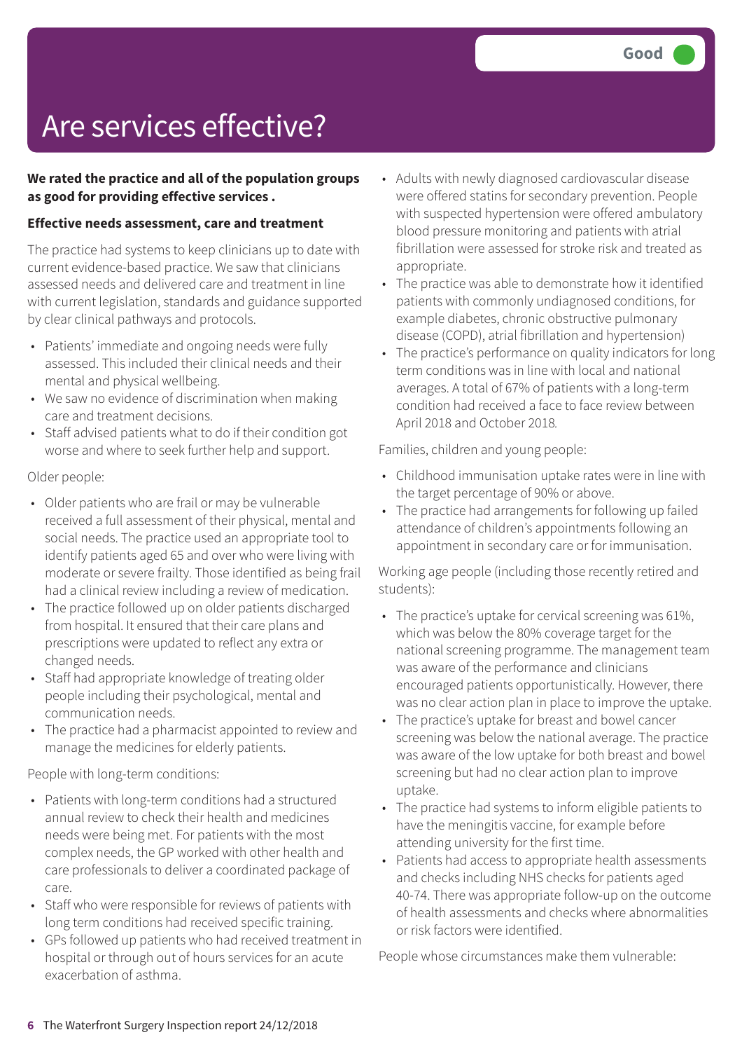Good

# Are services effective?

**We rated the practice and all of the population groups as good for providing effective services .**

**Effective needs assessment, care and treatment**

The practice had systems to keep clinicians up to date with current evidence-based practice. We saw that clinicians assessed needs and delivered care and treatment in line with current legislation, standards and guidance supported by clear clinical pathways and protocols.

- Patients' immediate and ongoing needs were fully assessed. This included their clinical needs and their mental and physical wellbeing.
- We saw no evidence of discrimination when making care and treatment decisions.
- Staff advised patients what to do if their condition got worse and where to seek further help and support.

Older people:

- Older patients who are frail or may be vulnerable received a full assessment of their physical, mental and social needs. The practice used an appropriate tool to identify patients aged 65 and over who were living with moderate or severe frailty. Those identified as being frail had a clinical review including a review of medication.
- The practice followed up on older patients discharged from hospital. It ensured that their care plans and prescriptions were updated to reflect any extra or changed needs.
- Staff had appropriate knowledge of treating older people including their psychological, mental and communication needs.
- The practice had a pharmacist appointed to review and manage the medicines for elderly patients.

People with long-term conditions:

- Patients with long-term conditions had a structured annual review to check their health and medicines needs were being met. For patients with the most complex needs, the GP worked with other health and care professionals to deliver a coordinated package of care.
- Staff who were responsible for reviews of patients with long term conditions had received specific training.
- GPs followed up patients who had received treatment in hospital or through out of hours services for an acute exacerbation of asthma.
- Adults with newly diagnosed cardiovascular disease were offered statins for secondary prevention. People with suspected hypertension were offered ambulatory blood pressure monitoring and patients with atrial fibrillation were assessed for stroke risk and treated as appropriate.
- The practice was able to demonstrate how it identified patients with commonly undiagnosed conditions, for example diabetes, chronic obstructive pulmonary disease (COPD), atrial fibrillation and hypertension)
- The practice's performance on quality indicators for long term conditions was in line with local and national averages. A total of 67% of patients with a long-term condition had received a face to face review between April 2018 and October 2018.

Families, children and young people:

- Childhood immunisation uptake rates were in line with the target percentage of 90% or above.
- The practice had arrangements for following up failed attendance of children's appointments following an appointment in secondary care or for immunisation.

Working age people (including those recently retired and students):

- The practice's uptake for cervical screening was 61%, which was below the 80% coverage target for the national screening programme. The management team was aware of the performance and clinicians encouraged patients opportunistically. However, there was no clear action plan in place to improve the uptake.
- The practice's uptake for breast and bowel cancer screening was below the national average. The practice was aware of the low uptake for both breast and bowel screening but had no clear action plan to improve uptake.
- The practice had systems to inform eligible patients to have the meningitis vaccine, for example before attending university for the first time.
- Patients had access to appropriate health assessments and checks including NHS checks for patients aged 40-74. There was appropriate follow-up on the outcome of health assessments and checks where abnormalities or risk factors were identified.

People whose circumstances make them vulnerable: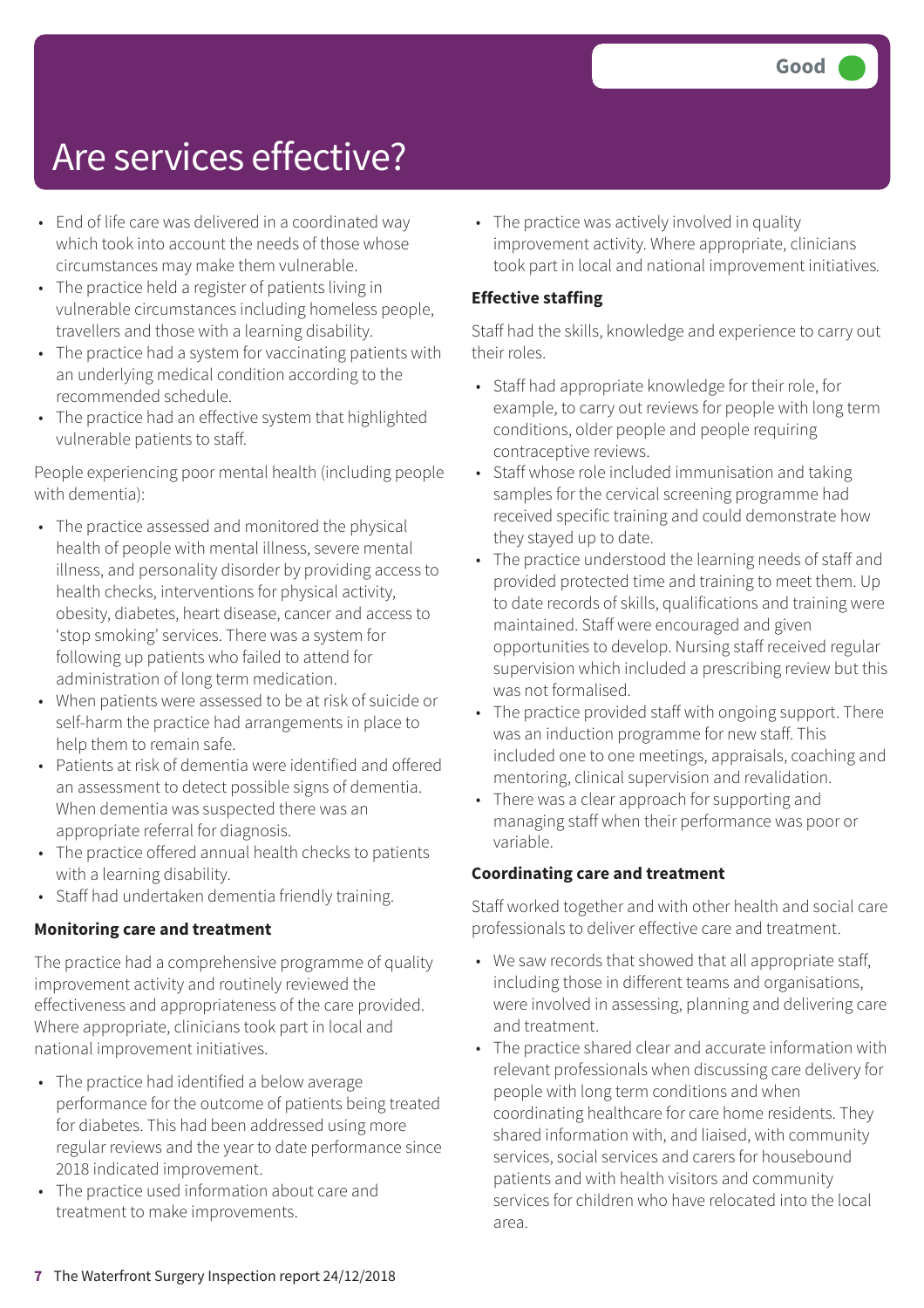# Are services effective?

Good

- End of life care was delivered in a coordinated way which took into account the needs of those whose circumstances may make them vulnerable.
- The practice held a register of patients living in vulnerable circumstances including homeless people, travellers and those with a learning disability.
- The practice had a system for vaccinating patients with an underlying medical condition according to the recommended schedule.
- The practice had an effective system that highlighted vulnerable patients to staff.

People experiencing poor mental health (including people with dementia):

- The practice assessed and monitored the physical health of people with mental illness, severe mental illness, and personality disorder by providing access to health checks, interventions for physical activity, obesity, diabetes, heart disease, cancer and access to 'stop smoking' services. There was a system for following up patients who failed to attend for administration of long term medication.
- When patients were assessed to be at risk of suicide or self-harm the practice had arrangements in place to help them to remain safe.
- Patients at risk of dementia were identified and offered an assessment to detect possible signs of dementia. When dementia was suspected there was an appropriate referral for diagnosis.
- The practice offered annual health checks to patients with a learning disability.
- Staff had undertaken dementia friendly training.

**Monitoring care and treatment**

The practice had a comprehensive programme of quality improvement activity and routinely reviewed the effectiveness and appropriateness of the care provided. Where appropriate, clinicians took part in local and national improvement initiatives.

- The practice had identified a below average performance for the outcome of patients being treated for diabetes. This had been addressed using more regular reviews and the year to date performance since 2018 indicated improvement.
- The practice used information about care and treatment to make improvements.
- The practice was actively involved in quality improvement activity. Where appropriate, clinicians took part in local and national improvement initiatives.

**Effective staffing**

Staff had the skills, knowledge and experience to carry out their roles.

- Staff had appropriate knowledge for their role, for example, to carry out reviews for people with long term conditions, older people and people requiring contraceptive reviews.
- Staff whose role included immunisation and taking samples for the cervical screening programme had received specific training and could demonstrate how they stayed up to date.
- The practice understood the learning needs of staff and provided protected time and training to meet them. Up to date records of skills, qualifications and training were maintained. Staff were encouraged and given opportunities to develop. Nursing staff received regular supervision which included a prescribing review but this was not formalised.
- The practice provided staff with ongoing support. There was an induction programme for new staff. This included one to one meetings, appraisals, coaching and mentoring, clinical supervision and revalidation.
- There was a clear approach for supporting and managing staff when their performance was poor or variable.

**Coordinating care and treatment**

Staff worked together and with other health and social care professionals to deliver effective care and treatment.

- We saw records that showed that all appropriate staff, including those in different teams and organisations, were involved in assessing, planning and delivering care and treatment.
- The practice shared clear and accurate information with relevant professionals when discussing care delivery for people with long term conditions and when coordinating healthcare for care home residents. They shared information with, and liaised, with community services, social services and carers for housebound patients and with health visitors and community services for children who have relocated into the local area.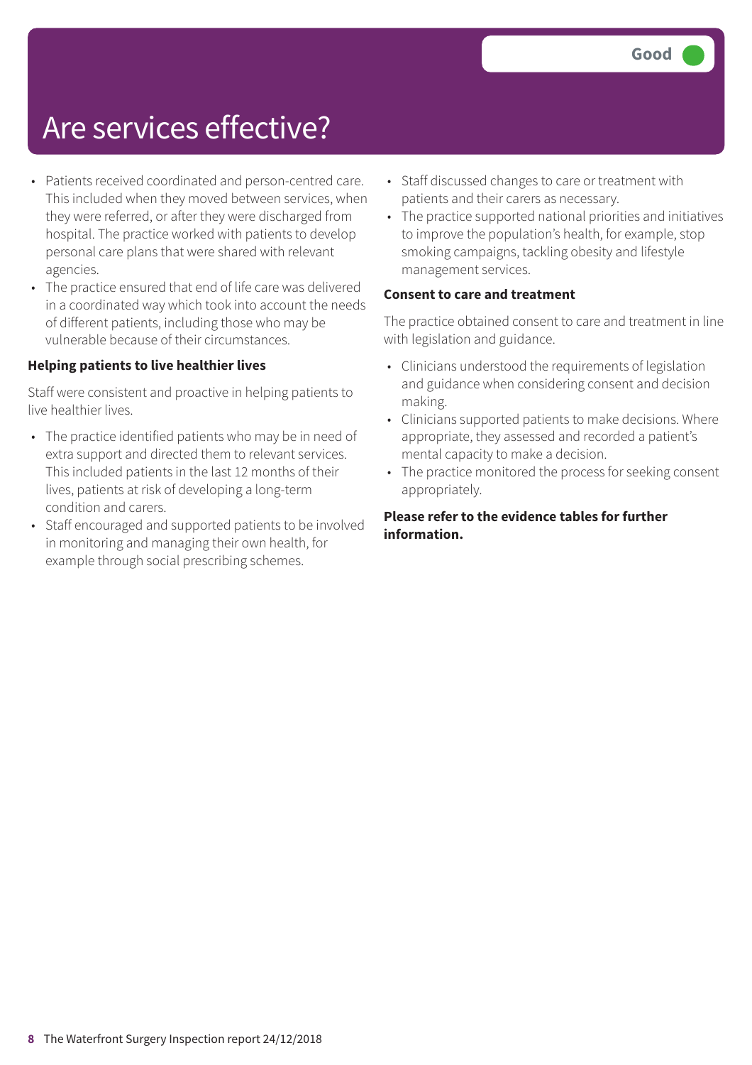Good

# Are services effective?

- Patients received coordinated and person-centred care. This included when they moved between services, when they were referred, or after they were discharged from hospital. The practice worked with patients to develop personal care plans that were shared with relevant agencies.
- The practice ensured that end of life care was delivered in a coordinated way which took into account the needs of different patients, including those who may be vulnerable because of their circumstances.

**Helping patients to live healthier lives**

Staff were consistent and proactive in helping patients to live healthier lives.

- The practice identified patients who may be in need of extra support and directed them to relevant services. This included patients in the last 12 months of their lives, patients at risk of developing a long-term condition and carers.
- Staff encouraged and supported patients to be involved in monitoring and managing their own health, for example through social prescribing schemes.
- Staff discussed changes to care or treatment with patients and their carers as necessary.
- The practice supported national priorities and initiatives to improve the population's health, for example, stop smoking campaigns, tackling obesity and lifestyle management services.

**Consent to care and treatment**

The practice obtained consent to care and treatment in line with legislation and guidance.

- Clinicians understood the requirements of legislation and guidance when considering consent and decision making.
- Clinicians supported patients to make decisions. Where appropriate, they assessed and recorded a patient's mental capacity to make a decision.
- The practice monitored the process for seeking consent appropriately.

**Please refer to the evidence tables for further information.**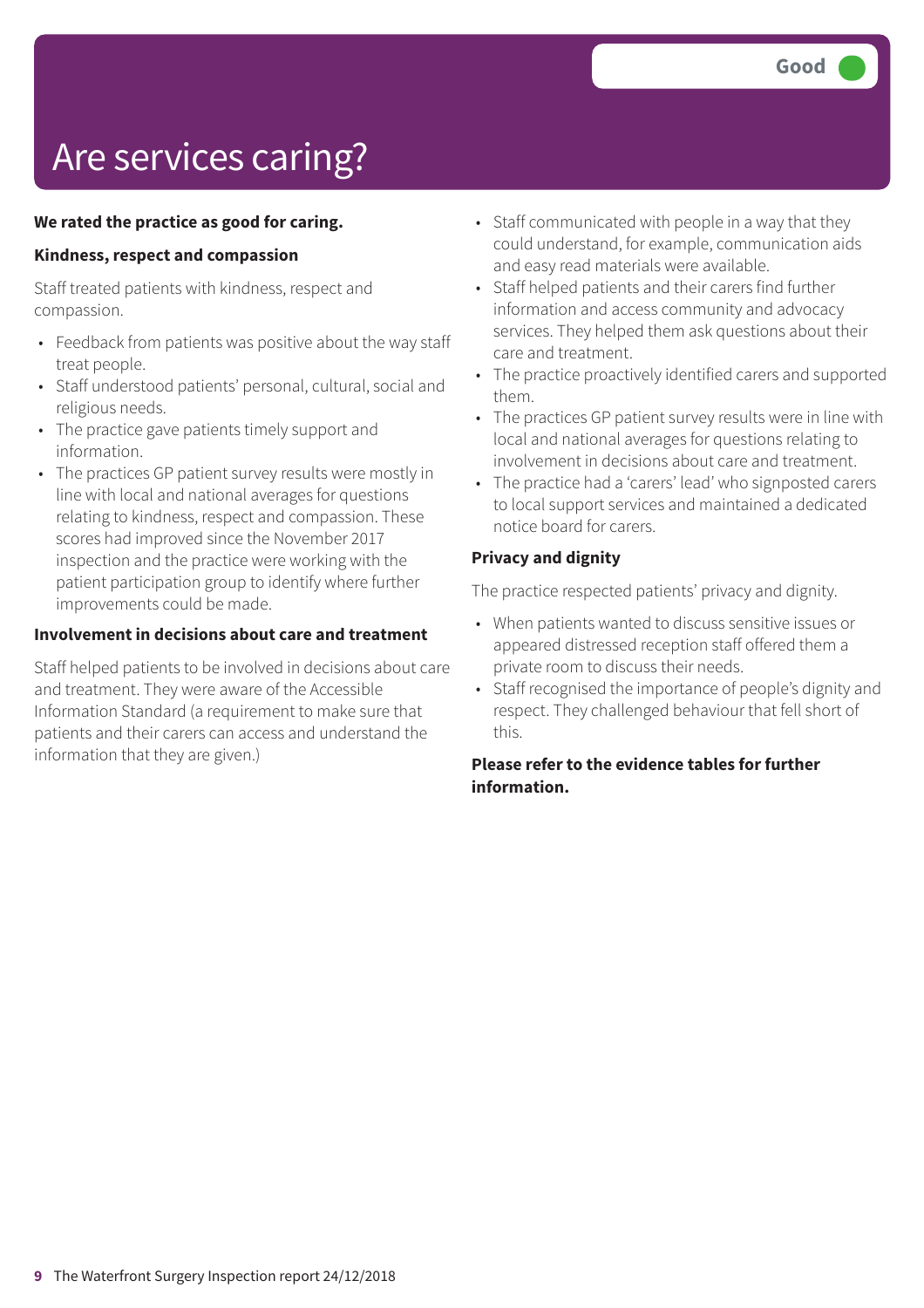# Are services caring?

Good

**We rated the practice as good for caring.**

**Kindness, respect and compassion**

Staff treated patients with kindness, respect and compassion.

- Feedback from patients was positive about the way staff treat people.
- Staff understood patients' personal, cultural, social and religious needs.
- The practice gave patients timely support and information.
- The practices GP patient survey results were mostly in line with local and national averages for questions relating to kindness, respect and compassion. These scores had improved since the November 2017 inspection and the practice were working with the patient participation group to identify where further improvements could be made.

**Involvement in decisions about care and treatment**

Staff helped patients to be involved in decisions about care and treatment. They were aware of the Accessible Information Standard (a requirement to make sure that patients and their carers can access and understand the information that they are given.)

- Staff communicated with people in a way that they could understand, for example, communication aids and easy read materials were available.
- Staff helped patients and their carers find further information and access community and advocacy services. They helped them ask questions about their care and treatment.
- The practice proactively identified carers and supported them.
- The practices GP patient survey results were in line with local and national averages for questions relating to involvement in decisions about care and treatment.
- The practice had a 'carers' lead' who signposted carers to local support services and maintained a dedicated notice board for carers.

**Privacy and dignity**

The practice respected patients' privacy and dignity.

- When patients wanted to discuss sensitive issues or appeared distressed reception staff offered them a private room to discuss their needs.
- Staff recognised the importance of people's dignity and respect. They challenged behaviour that fell short of this.

**Please refer to the evidence tables for further information.**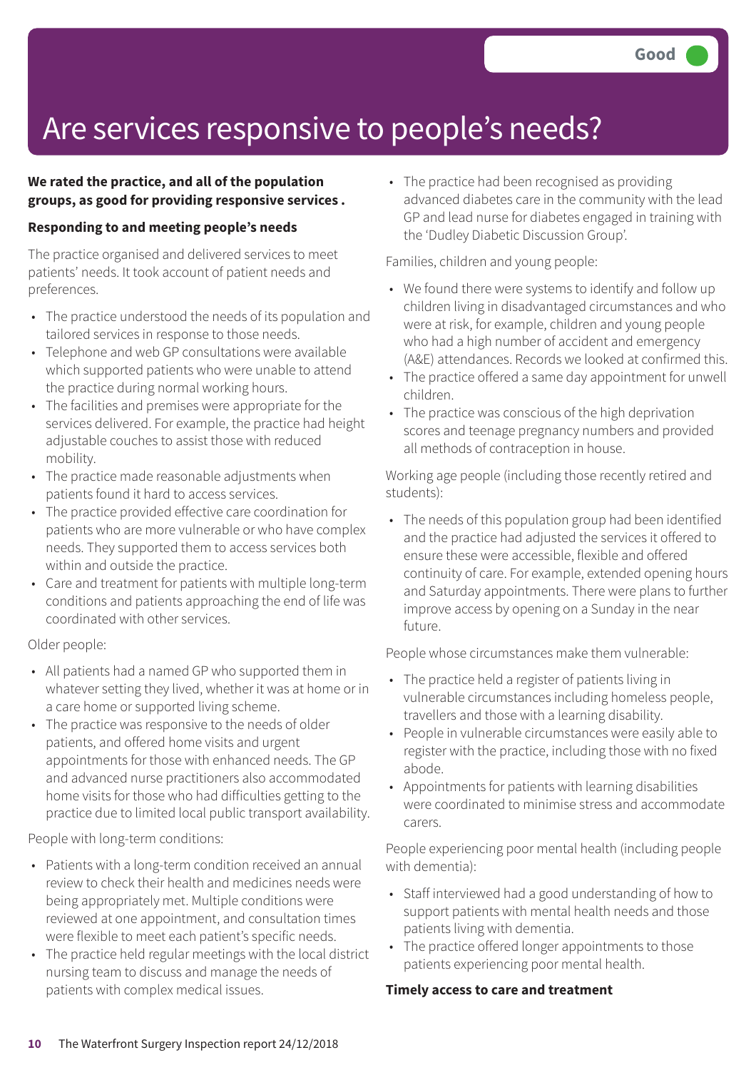Good

# Are services responsive to people's needs?

**We rated the practice, and all of the population groups, as good for providing responsive services .**

**Responding to and meeting people's needs**

The practice organised and delivered services to meet patients' needs. It took account of patient needs and preferences.

- The practice understood the needs of its population and tailored services in response to those needs.
- Telephone and web GP consultations were available which supported patients who were unable to attend the practice during normal working hours.
- The facilities and premises were appropriate for the services delivered. For example, the practice had height adjustable couches to assist those with reduced mobility.
- The practice made reasonable adjustments when patients found it hard to access services.
- The practice provided effective care coordination for patients who are more vulnerable or who have complex needs. They supported them to access services both within and outside the practice.
- Care and treatment for patients with multiple long-term conditions and patients approaching the end of life was coordinated with other services.

Older people:

- All patients had a named GP who supported them in whatever setting they lived, whether it was at home or in a care home or supported living scheme.
- The practice was responsive to the needs of older patients, and offered home visits and urgent appointments for those with enhanced needs. The GP and advanced nurse practitioners also accommodated home visits for those who had difficulties getting to the practice due to limited local public transport availability.

People with long-term conditions:

- Patients with a long-term condition received an annual review to check their health and medicines needs were being appropriately met. Multiple conditions were reviewed at one appointment, and consultation times were flexible to meet each patient's specific needs.
- The practice held regular meetings with the local district nursing team to discuss and manage the needs of patients with complex medical issues.
- The practice had been recognised as providing advanced diabetes care in the community with the lead GP and lead nurse for diabetes engaged in training with the 'Dudley Diabetic Discussion Group'.

Families, children and young people:

- We found there were systems to identify and follow up children living in disadvantaged circumstances and who were at risk, for example, children and young people who had a high number of accident and emergency (A&E) attendances. Records we looked at confirmed this.
- The practice offered a same day appointment for unwell children.
- The practice was conscious of the high deprivation scores and teenage pregnancy numbers and provided all methods of contraception in house.

Working age people (including those recently retired and students):

- The needs of this population group had been identified and the practice had adjusted the services it offered to ensure these were accessible, flexible and offered continuity of care. For example, extended opening hours and Saturday appointments. There were plans to further improve access by opening on a Sunday in the near future.

People whose circumstances make them vulnerable:

- The practice held a register of patients living in vulnerable circumstances including homeless people, travellers and those with a learning disability.
- People in vulnerable circumstances were easily able to register with the practice, including those with no fixed abode.
- Appointments for patients with learning disabilities were coordinated to minimise stress and accommodate carers.

People experiencing poor mental health (including people with dementia):

- Staff interviewed had a good understanding of how to support patients with mental health needs and those patients living with dementia.
- The practice offered longer appointments to those patients experiencing poor mental health.

**Timely access to care and treatment**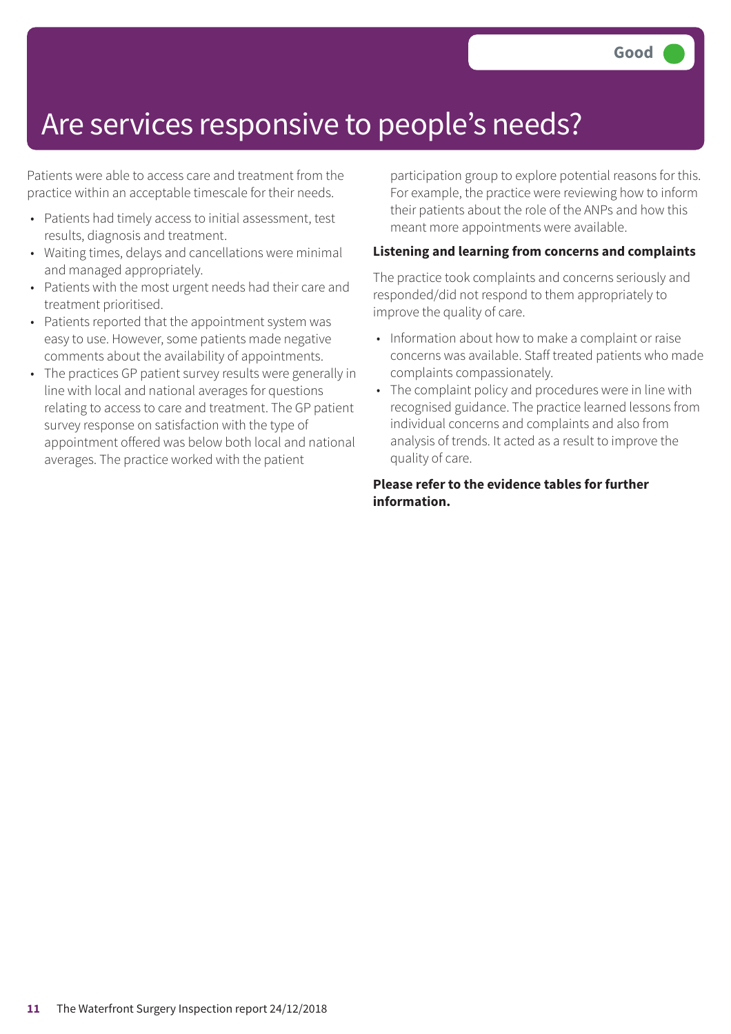# Are services responsive to people's needs?

**Good**

Patients were able to access care and treatment from the practice within an acceptable timescale for their needs.

- Patients had timely access to initial assessment, test results, diagnosis and treatment.
- Waiting times, delays and cancellations were minimal and managed appropriately.
- Patients with the most urgent needs had their care and treatment prioritised.
- Patients reported that the appointment system was easy to use. However, some patients made negative comments about the availability of appointments.
- The practices GP patient survey results were generally in line with local and national averages for questions relating to access to care and treatment. The GP patient survey response on satisfaction with the type of appointment offered was below both local and national averages. The practice worked with the patient participation group to explore potential reasons for this. For example, the practice were reviewing how to inform their patients about the role of the ANPs and how this meant more appointments were available.

**Listening and learning from concerns and complaints**

The practice took complaints and concerns seriously and responded/did not respond to them appropriately to improve the quality of care.

- Information about how to make a complaint or raise concerns was available. Staff treated patients who made complaints compassionately.
- The complaint policy and procedures were in line with recognised guidance. The practice learned lessons from individual concerns and complaints and also from analysis of trends. It acted as a result to improve the quality of care.

**Please refer to the evidence tables for further information.**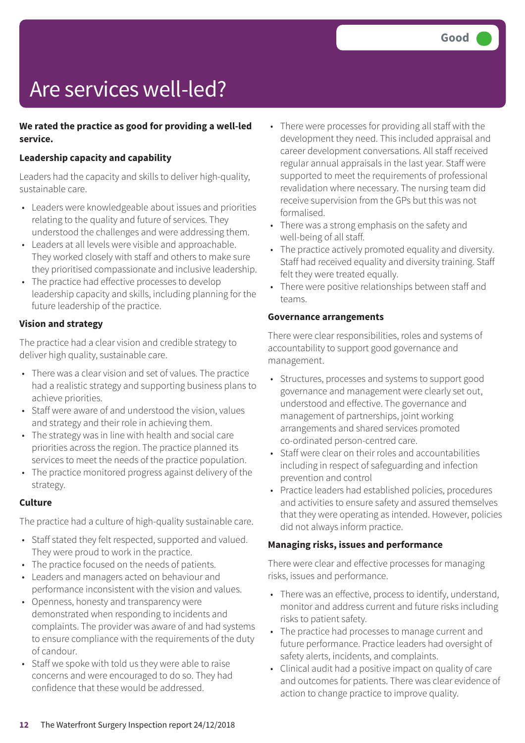# Are services well-led?

Good

**We rated the practice as good for providing a well-led service.**

### Leadership capacity and capability

Leaders had the capacity and skills to deliver high-quality, sustainable care.

- Leaders were knowledgeable about issues and priorities relating to the quality and future of services. They understood the challenges and were addressing them.
- Leaders at all levels were visible and approachable. They worked closely with staff and others to make sure they prioritised compassionate and inclusive leadership.
- The practice had effective processes to develop leadership capacity and skills, including planning for the future leadership of the practice.

### Vision and strategy

The practice had a clear vision and credible strategy to deliver high quality, sustainable care.

- There was a clear vision and set of values. The practice had a realistic strategy and supporting business plans to achieve priorities.
- Staff were aware of and understood the vision, values and strategy and their role in achieving them.
- The strategy was in line with health and social care priorities across the region. The practice planned its services to meet the needs of the practice population.
- The practice monitored progress against delivery of the strategy.

### Culture

The practice had a culture of high-quality sustainable care.

- Staff stated they felt respected, supported and valued. They were proud to work in the practice.
- The practice focused on the needs of patients.
- Leaders and managers acted on behaviour and performance inconsistent with the vision and values.
- Openness, honesty and transparency were demonstrated when responding to incidents and complaints. The provider was aware of and had systems to ensure compliance with the requirements of the duty of candour.
- Staff we spoke with told us they were able to raise concerns and were encouraged to do so. They had confidence that these would be addressed.
- There were processes for providing all staff with the development they need. This included appraisal and career development conversations. All staff received regular annual appraisals in the last year. Staff were supported to meet the requirements of professional revalidation where necessary. The nursing team did receive supervision from the GPs but this was not formalised.
- There was a strong emphasis on the safety and well-being of all staff.
- The practice actively promoted equality and diversity. Staff had received equality and diversity training. Staff felt they were treated equally.
- There were positive relationships between staff and teams.

### Governance arrangements

There were clear responsibilities, roles and systems of accountability to support good governance and management.

- Structures, processes and systems to support good governance and management were clearly set out, understood and effective. The governance and management of partnerships, joint working arrangements and shared services promoted co-ordinated person-centred care.
- Staff were clear on their roles and accountabilities including in respect of safeguarding and infection prevention and control
- Practice leaders had established policies, procedures and activities to ensure safety and assured themselves that they were operating as intended. However, policies did not always inform practice.

### Managing risks, issues and performance

There were clear and effective processes for managing risks, issues and performance.

- There was an effective, process to identify, understand, monitor and address current and future risks including risks to patient safety.
- The practice had processes to manage current and future performance. Practice leaders had oversight of safety alerts, incidents, and complaints.
- Clinical audit had a positive impact on quality of care and outcomes for patients. There was clear evidence of action to change practice to improve quality.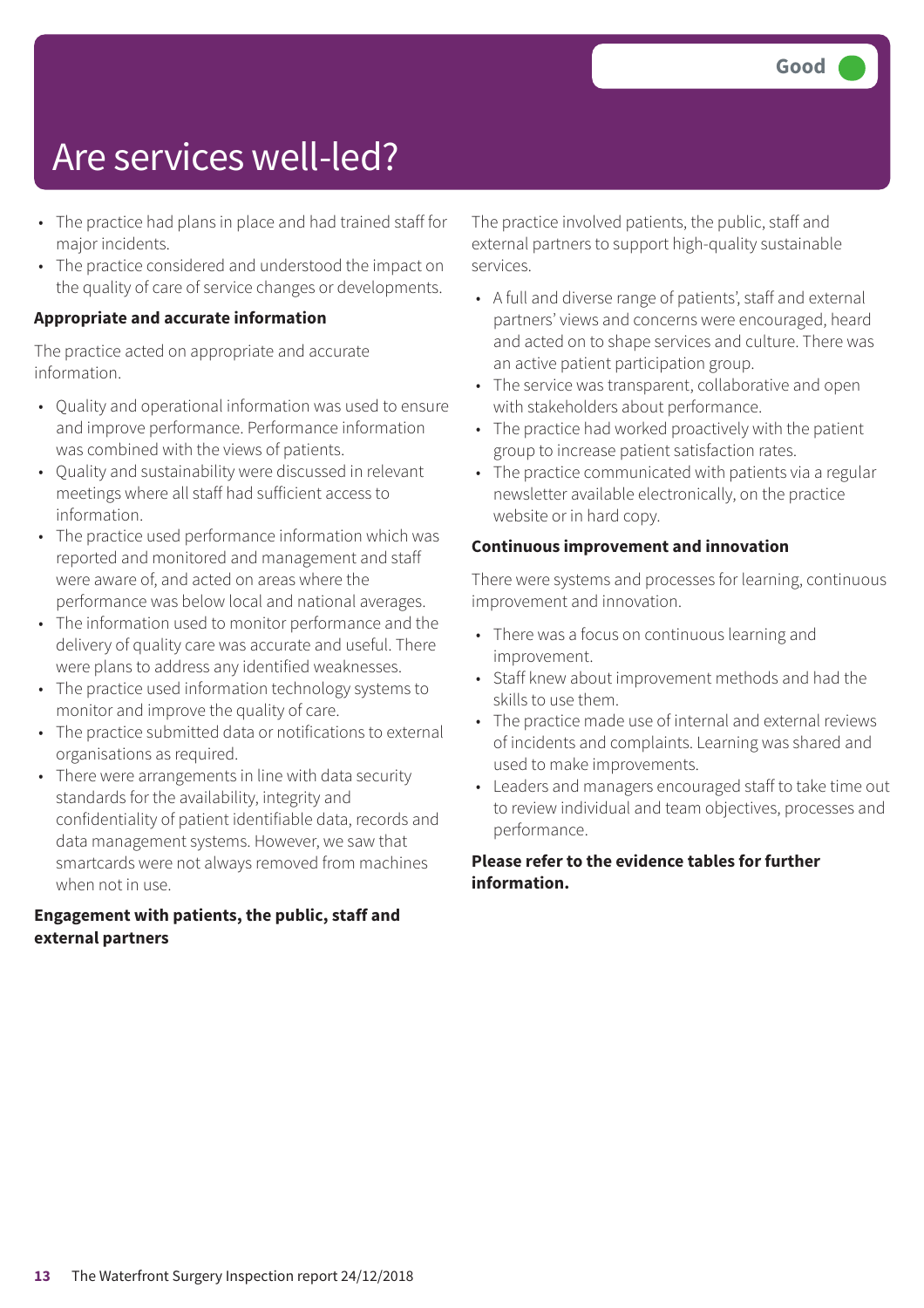Good

# Are services well-led?

- The practice had plans in place and had trained staff for major incidents.
- The practice considered and understood the impact on the quality of care of service changes or developments.

**Appropriate and accurate information**

The practice acted on appropriate and accurate information.

- Quality and operational information was used to ensure and improve performance. Performance information was combined with the views of patients.
- Quality and sustainability were discussed in relevant meetings where all staff had sufficient access to information.
- The practice used performance information which was reported and monitored and management and staff were aware of, and acted on areas where the performance was below local and national averages.
- The information used to monitor performance and the delivery of quality care was accurate and useful. There were plans to address any identified weaknesses.
- The practice used information technology systems to monitor and improve the quality of care.
- The practice submitted data or notifications to external organisations as required.
- There were arrangements in line with data security standards for the availability, integrity and confidentiality of patient identifiable data, records and data management systems. However, we saw that smartcards were not always removed from machines when not in use.

**Engagement with patients, the public, staff and external partners**

The practice involved patients, the public, staff and external partners to support high-quality sustainable services.

- A full and diverse range of patients', staff and external partners' views and concerns were encouraged, heard and acted on to shape services and culture. There was an active patient participation group.
- The service was transparent, collaborative and open with stakeholders about performance.
- The practice had worked proactively with the patient group to increase patient satisfaction rates.
- The practice communicated with patients via a regular newsletter available electronically, on the practice website or in hard copy.

**Continuous improvement and innovation**

There were systems and processes for learning, continuous improvement and innovation.

- There was a focus on continuous learning and improvement.
- Staff knew about improvement methods and had the skills to use them.
- The practice made use of internal and external reviews of incidents and complaints. Learning was shared and used to make improvements.
- Leaders and managers encouraged staff to take time out to review individual and team objectives, processes and performance.

**Please refer to the evidence tables for further information.**